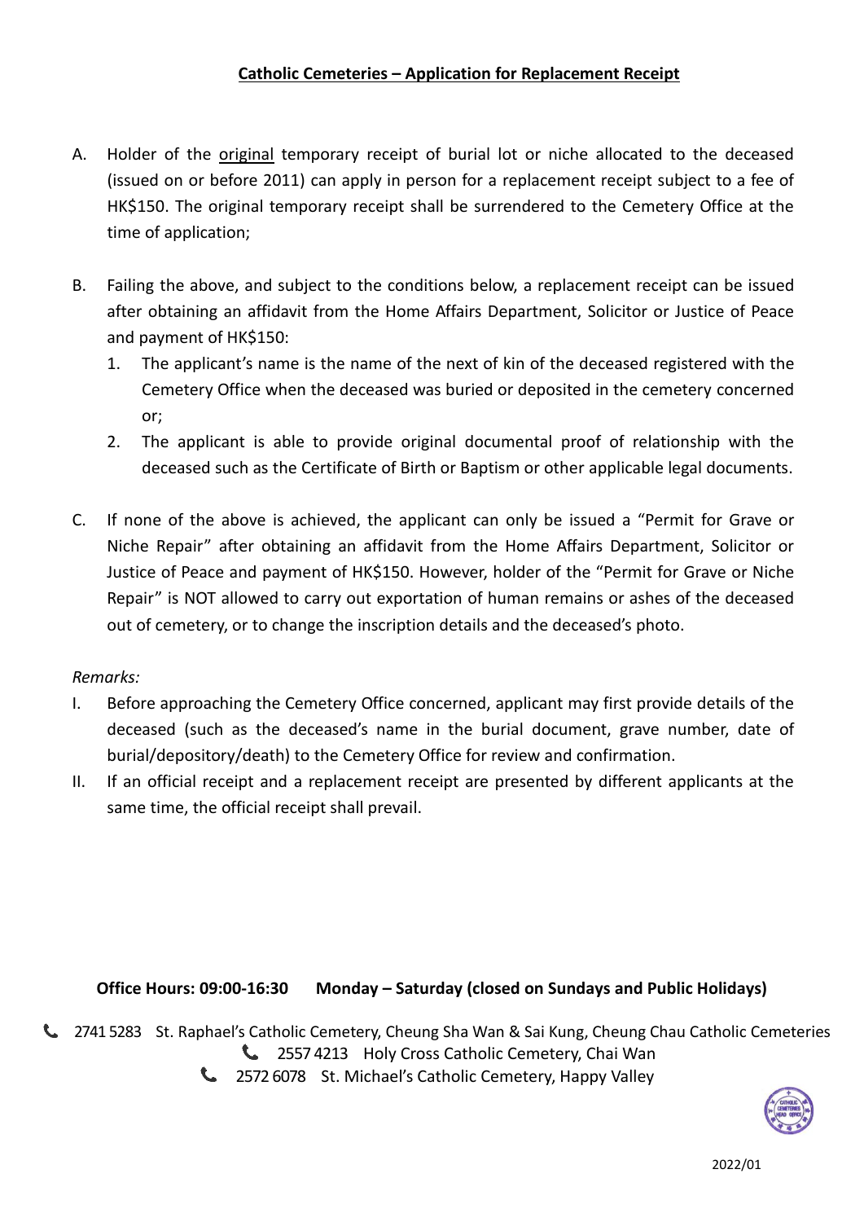# **Catholic Cemeteries – Application for Replacement Receipt**

A. Holder of the original temporary receipt of burial lot or niche allocated to the deceased (issued on or before 2011) can apply in person for a replacement receipt subject to a fee of HK$150. The original temporary receipt shall be surrendered to the Cemetery Office at the time of application;

B. Failing the above, and subject to the conditions below, a replacement receipt can be issued after obtaining an affidavit from the Home Affairs Department, Solicitor or Justice of Peace and payment of HK$150:

   1. The applicant's name is the name of the next of kin of the deceased registered with the Cemetery Office when the deceased was buried or deposited in the cemetery concerned or;
   2. The applicant is able to provide original documental proof of relationship with the deceased such as the Certificate of Birth or Baptism or other applicable legal documents.

C. If none of the above is achieved, the applicant can only be issued a "Permit for Grave or Niche Repair" after obtaining an affidavit from the Home Affairs Department, Solicitor or Justice of Peace and payment of HK$150. However, holder of the "Permit for Grave or Niche Repair" is NOT allowed to carry out exportation of human remains or ashes of the deceased out of cemetery, or to change the inscription details and the deceased's photo.

*Remarks:*

I. Before approaching the Cemetery Office concerned, applicant may first provide details of the deceased (such as the deceased's name in the burial document, grave number, date of burial/depository/death) to the Cemetery Office for review and confirmation.

II. If an official receipt and a replacement receipt are presented by different applicants at the same time, the official receipt shall prevail.

**Office Hours: 09:00-16:30 Monday – Saturday (closed on Sundays and Public Holidays)**

2741 5283 St. Raphael's Catholic Cemetery, Cheung Sha Wan & Sai Kung, Cheung Chau Catholic Cemeteries

2557 4213 Holy Cross Catholic Cemetery, Chai Wan

2572 6078 St. Michael's Catholic Cemetery, Happy Valley

2022/01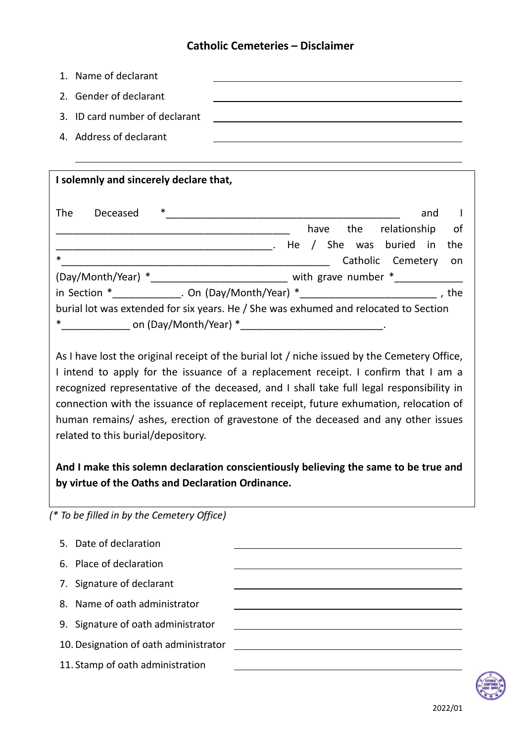# Catholic Cemeteries – Disclaimer

1. Name of declarant ____________________
2. Gender of declarant ____________________
3. ID card number of declarant ____________________
4. Address of declarant ____________________

____________________________________________

**I solemnly and sincerely declare that,**

The Deceased *__________________________________________ and I __________________________________________ have the relationship of ______________________________________. He / She was buried in the *________________________________________________ Catholic Cemetery on (Day/Month/Year) *________________________ with grave number *___________ in Section *____________. On (Day/Month/Year) *________________________, the burial lot was extended for six years. He / She was exhumed and relocated to Section *____________ on (Day/Month/Year) *_________________________.

As I have lost the original receipt of the burial lot / niche issued by the Cemetery Office, I intend to apply for the issuance of a replacement receipt. I confirm that I am a recognized representative of the deceased, and I shall take full legal responsibility in connection with the issuance of replacement receipt, future exhumation, relocation of human remains/ ashes, erection of gravestone of the deceased and any other issues related to this burial/depository.

**And I make this solemn declaration conscientiously believing the same to be true and by virtue of the Oaths and Declaration Ordinance.**

*(* To be filled in by the Cemetery Office)*

5. Date of declaration ____________________
6. Place of declaration ____________________
7. Signature of declarant ____________________
8. Name of oath administrator ____________________
9. Signature of oath administrator ____________________
10. Designation of oath administrator ____________________
11. Stamp of oath administration ____________________

2022/01